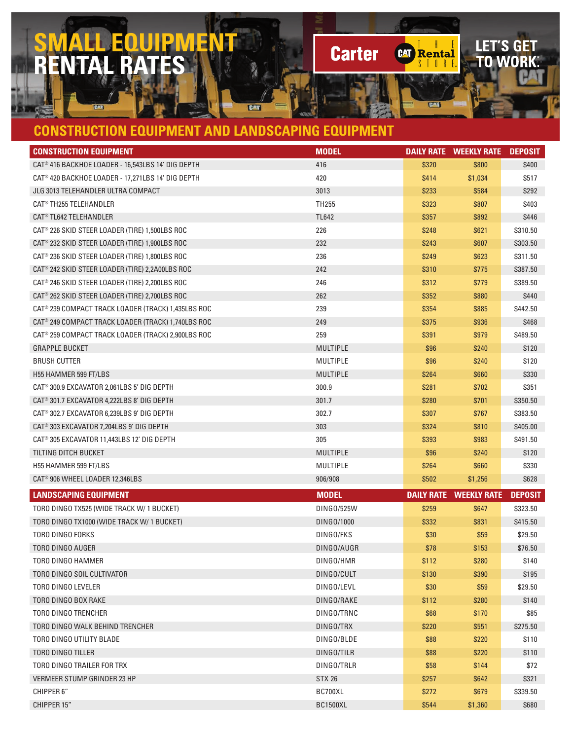# SMALL EQUIPMENT RENTAL RATES

Carter CAT Rental THE STORE

LET'S GET TO WORK.

## CONSTRUCTION EQUIPMENT AND LANDSCAPING EQUIPMENT

| CONSTRUCTION EQUIPMENT | MODEL | DAILY RATE | WEEKLY RATE | DEPOSIT |
|---|---|---|---|---|
| CAT® 416 BACKHOE LOADER - 16,543LBS 14' DIG DEPTH | 416 | $320 | $800 | $400 |
| CAT® 420 BACKHOE LOADER - 17,271LBS 14' DIG DEPTH | 420 | $414 | $1,034 | $517 |
| JLG 3013 TELEHANDLER ULTRA COMPACT | 3013 | $233 | $584 | $292 |
| CAT® TH255 TELEHANDLER | TH255 | $323 | $807 | $403 |
| CAT® TL642 TELEHANDLER | TL642 | $357 | $892 | $446 |
| CAT® 226 SKID STEER LOADER (TIRE) 1,500LBS ROC | 226 | $248 | $621 | $310.50 |
| CAT® 232 SKID STEER LOADER (TIRE) 1,900LBS ROC | 232 | $243 | $607 | $303.50 |
| CAT® 236 SKID STEER LOADER (TIRE) 1,800LBS ROC | 236 | $249 | $623 | $311.50 |
| CAT® 242 SKID STEER LOADER (TIRE) 2,2A00LBS ROC | 242 | $310 | $775 | $387.50 |
| CAT® 246 SKID STEER LOADER (TIRE) 2,200LBS ROC | 246 | $312 | $779 | $389.50 |
| CAT® 262 SKID STEER LOADER (TIRE) 2,700LBS ROC | 262 | $352 | $880 | $440 |
| CAT® 239 COMPACT TRACK LOADER (TRACK) 1,435LBS ROC | 239 | $354 | $885 | $442.50 |
| CAT® 249 COMPACT TRACK LOADER (TRACK) 1,740LBS ROC | 249 | $375 | $936 | $468 |
| CAT® 259 COMPACT TRACK LOADER (TRACK) 2,900LBS ROC | 259 | $391 | $979 | $489.50 |
| GRAPPLE BUCKET | MULTIPLE | $96 | $240 | $120 |
| BRUSH CUTTER | MULTIPLE | $96 | $240 | $120 |
| H55 HAMMER 599 FT/LBS | MULTIPLE | $264 | $660 | $330 |
| CAT® 300.9 EXCAVATOR 2,061LBS 5' DIG DEPTH | 300.9 | $281 | $702 | $351 |
| CAT® 301.7 EXCAVATOR 4,222LBS 8' DIG DEPTH | 301.7 | $280 | $701 | $350.50 |
| CAT® 302.7 EXCAVATOR 6,239LBS 9' DIG DEPTH | 302.7 | $307 | $767 | $383.50 |
| CAT® 303 EXCAVATOR 7,204LBS 9' DIG DEPTH | 303 | $324 | $810 | $405.00 |
| CAT® 305 EXCAVATOR 11,443LBS 12' DIG DEPTH | 305 | $393 | $983 | $491.50 |
| TILTING DITCH BUCKET | MULTIPLE | $96 | $240 | $120 |
| H55 HAMMER 599 FT/LBS | MULTIPLE | $264 | $660 | $330 |
| CAT® 906 WHEEL LOADER 12,346LBS | 906/908 | $502 | $1,256 | $628 |

| LANDSCAPING EQUIPMENT | MODEL | DAILY RATE | WEEKLY RATE | DEPOSIT |
|---|---|---|---|---|
| TORO DINGO TX525 (WIDE TRACK W/ 1 BUCKET) | DINGO/525W | $259 | $647 | $323.50 |
| TORO DINGO TX1000 (WIDE TRACK W/ 1 BUCKET) | DINGO/1000 | $332 | $831 | $415.50 |
| TORO DINGO FORKS | DINGO/FKS | $30 | $59 | $29.50 |
| TORO DINGO AUGER | DINGO/AUGR | $78 | $153 | $76.50 |
| TORO DINGO HAMMER | DINGO/HMR | $112 | $280 | $140 |
| TORO DINGO SOIL CULTIVATOR | DINGO/CULT | $130 | $390 | $195 |
| TORO DINGO LEVELER | DINGO/LEVL | $30 | $59 | $29.50 |
| TORO DINGO BOX RAKE | DINGO/RAKE | $112 | $280 | $140 |
| TORO DINGO TRENCHER | DINGO/TRNC | $68 | $170 | $85 |
| TORO DINGO WALK BEHIND TRENCHER | DINGO/TRX | $220 | $551 | $275.50 |
| TORO DINGO UTILITY BLADE | DINGO/BLDE | $88 | $220 | $110 |
| TORO DINGO TILLER | DINGO/TILR | $88 | $220 | $110 |
| TORO DINGO TRAILER FOR TRX | DINGO/TRLR | $58 | $144 | $72 |
| VERMEER STUMP GRINDER 23 HP | STX 26 | $257 | $642 | $321 |
| CHIPPER 6" | BC700XL | $272 | $679 | $339.50 |
| CHIPPER 15" | BC1500XL | $544 | $1,360 | $680 |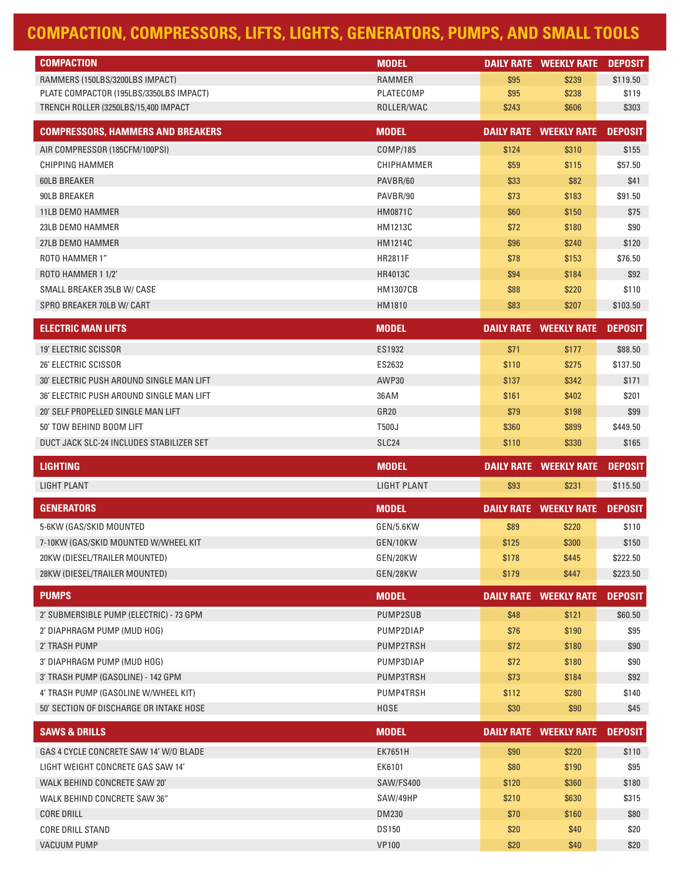# COMPACTION, COMPRESSORS, LIFTS, LIGHTS, GENERATORS, PUMPS, AND SMALL TOOLS

| COMPACTION | MODEL | DAILY RATE | WEEKLY RATE | DEPOSIT |
|---|---|---|---|---|
| RAMMERS (150LBS/3200LBS IMPACT) | RAMMER | $95 | $239 | $119.50 |
| PLATE COMPACTOR (195LBS/3350LBS IMPACT) | PLATECOMP | $95 | $238 | $119 |
| TRENCH ROLLER (3250LBS/15,400 IMPACT | ROLLER/WAC | $243 | $606 | $303 |

| COMPRESSORS, HAMMERS AND BREAKERS | MODEL | DAILY RATE | WEEKLY RATE | DEPOSIT |
|---|---|---|---|---|
| AIR COMPRESSOR (185CFM/100PSI) | COMP/185 | $124 | $310 | $155 |
| CHIPPING HAMMER | CHIPHAMMER | $59 | $115 | $57.50 |
| 60LB BREAKER | PAVBR/60 | $33 | $82 | $41 |
| 90LB BREAKER | PAVBR/90 | $73 | $183 | $91.50 |
| 11LB DEMO HAMMER | HM0871C | $60 | $150 | $75 |
| 23LB DEMO HAMMER | HM1213C | $72 | $180 | $90 |
| 27LB DEMO HAMMER | HM1214C | $96 | $240 | $120 |
| ROTO HAMMER 1" | HR2811F | $78 | $153 | $76.50 |
| ROTO HAMMER 1 1/2' | HR4013C | $94 | $184 | $92 |
| SMALL BREAKER 35LB W/ CASE | HM1307CB | $88 | $220 | $110 |
| SPRO BREAKER 70LB W/ CART | HM1810 | $83 | $207 | $103.50 |

| ELECTRIC MAN LIFTS | MODEL | DAILY RATE | WEEKLY RATE | DEPOSIT |
|---|---|---|---|---|
| 19' ELECTRIC SCISSOR | ES1932 | $71 | $177 | $88.50 |
| 26' ELECTRIC SCISSOR | ES2632 | $110 | $275 | $137.50 |
| 30' ELECTRIC PUSH AROUND SINGLE MAN LIFT | AWP30 | $137 | $342 | $171 |
| 36' ELECTRIC PUSH AROUND SINGLE MAN LIFT | 36AM | $161 | $402 | $201 |
| 20' SELF PROPELLED SINGLE MAN LIFT | GR20 | $79 | $198 | $99 |
| 50' TOW BEHIND BOOM LIFT | T500J | $360 | $899 | $449.50 |
| DUCT JACK SLC-24 INCLUDES STABILIZER SET | SLC24 | $110 | $330 | $165 |

| LIGHTING | MODEL | DAILY RATE | WEEKLY RATE | DEPOSIT |
|---|---|---|---|---|
| LIGHT PLANT | LIGHT PLANT | $93 | $231 | $115.50 |

| GENERATORS | MODEL | DAILY RATE | WEEKLY RATE | DEPOSIT |
|---|---|---|---|---|
| 5-6KW (GAS/SKID MOUNTED | GEN/5.6KW | $89 | $220 | $110 |
| 7-10KW (GAS/SKID MOUNTED W/WHEEL KIT | GEN/10KW | $125 | $300 | $150 |
| 20KW (DIESEL/TRAILER MOUNTED) | GEN/20KW | $178 | $445 | $222.50 |
| 28KW (DIESEL/TRAILER MOUNTED) | GEN/28KW | $179 | $447 | $223.50 |

| PUMPS | MODEL | DAILY RATE | WEEKLY RATE | DEPOSIT |
|---|---|---|---|---|
| 2' SUBMERSIBLE PUMP (ELECTRIC) - 73 GPM | PUMP2SUB | $48 | $121 | $60.50 |
| 2' DIAPHRAGM PUMP (MUD HOG) | PUMP2DIAP | $76 | $190 | $95 |
| 2' TRASH PUMP | PUMP2TRSH | $72 | $180 | $90 |
| 3' DIAPHRAGM PUMP (MUD HOG) | PUMP3DIAP | $72 | $180 | $90 |
| 3' TRASH PUMP (GASOLINE) - 142 GPM | PUMP3TRSH | $73 | $184 | $92 |
| 4' TRASH PUMP (GASOLINE W/WHEEL KIT) | PUMP4TRSH | $112 | $280 | $140 |
| 50' SECTION OF DISCHARGE OR INTAKE HOSE | HOSE | $30 | $90 | $45 |

| SAWS & DRILLS | MODEL | DAILY RATE | WEEKLY RATE | DEPOSIT |
|---|---|---|---|---|
| GAS 4 CYCLE CONCRETE SAW 14' W/O BLADE | EK7651H | $90 | $220 | $110 |
| LIGHT WEIGHT CONCRETE GAS SAW 14' | EK6101 | $80 | $190 | $95 |
| WALK BEHIND CONCRETE SAW 20' | SAW/FS400 | $120 | $360 | $180 |
| WALK BEHIND CONCRETE SAW 36" | SAW/49HP | $210 | $630 | $315 |
| CORE DRILL | DM230 | $70 | $160 | $80 |
| CORE DRILL STAND | DS150 | $20 | $40 | $20 |
| VACUUM PUMP | VP100 | $20 | $40 | $20 |